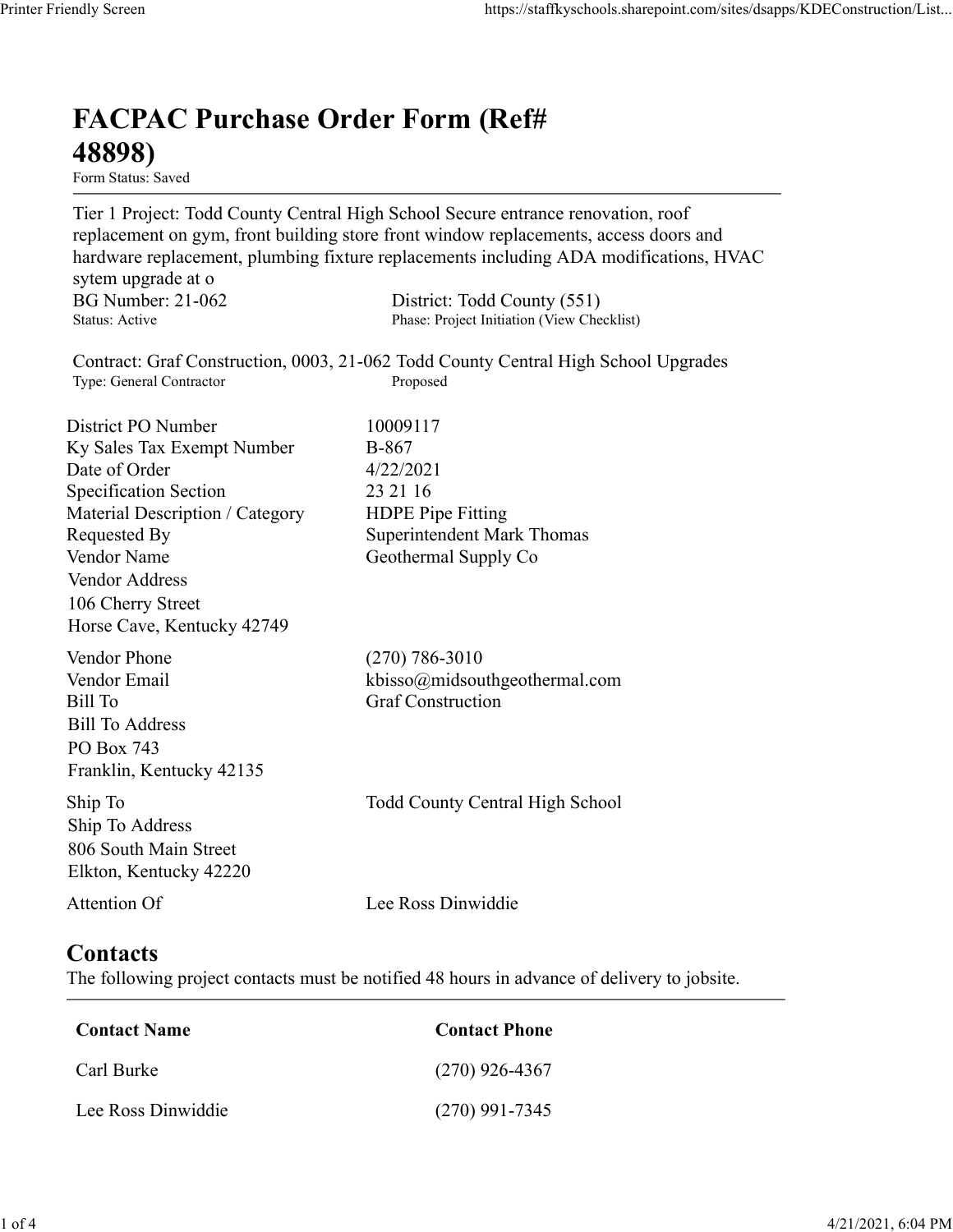# FACPAC Purchase Order Form (Ref# 48898)

Form Status: Saved

Tier 1 Project: Todd County Central High School Secure entrance renovation, roof replacement on gym, front building store front window replacements, access doors and hardware replacement, plumbing fixture replacements including ADA modifications, HVAC sytem upgrade at o

BG Number: 21-062 District: Todd County (551)
Status: Active Phase: Project Initiation (View Checklist)

Contract: Graf Construction, 0003, 21-062 Todd County Central High School Upgrades
Type: General Contractor Proposed

| | |
|---|---|
| District PO Number | 10009117 |
| Ky Sales Tax Exempt Number | B-867 |
| Date of Order | 4/22/2021 |
| Specification Section | 23 21 16 |
| Material Description / Category | HDPE Pipe Fitting |
| Requested By | Superintendent Mark Thomas |
| Vendor Name | Geothermal Supply Co |
| Vendor Address | 106 Cherry Street<br>Horse Cave, Kentucky 42749 |
| Vendor Phone | (270) 786-3010 |
| Vendor Email | kbisso@midsouthgeothermal.com |
| Bill To | Graf Construction |
| Bill To Address | PO Box 743<br>Franklin, Kentucky 42135 |
| Ship To | Todd County Central High School |
| Ship To Address | 806 South Main Street<br>Elkton, Kentucky 42220 |
| Attention Of | Lee Ross Dinwiddie |

## Contacts

The following project contacts must be notified 48 hours in advance of delivery to jobsite.

| Contact Name | Contact Phone |
|---|---|
| Carl Burke | (270) 926-4367 |
| Lee Ross Dinwiddie | (270) 991-7345 |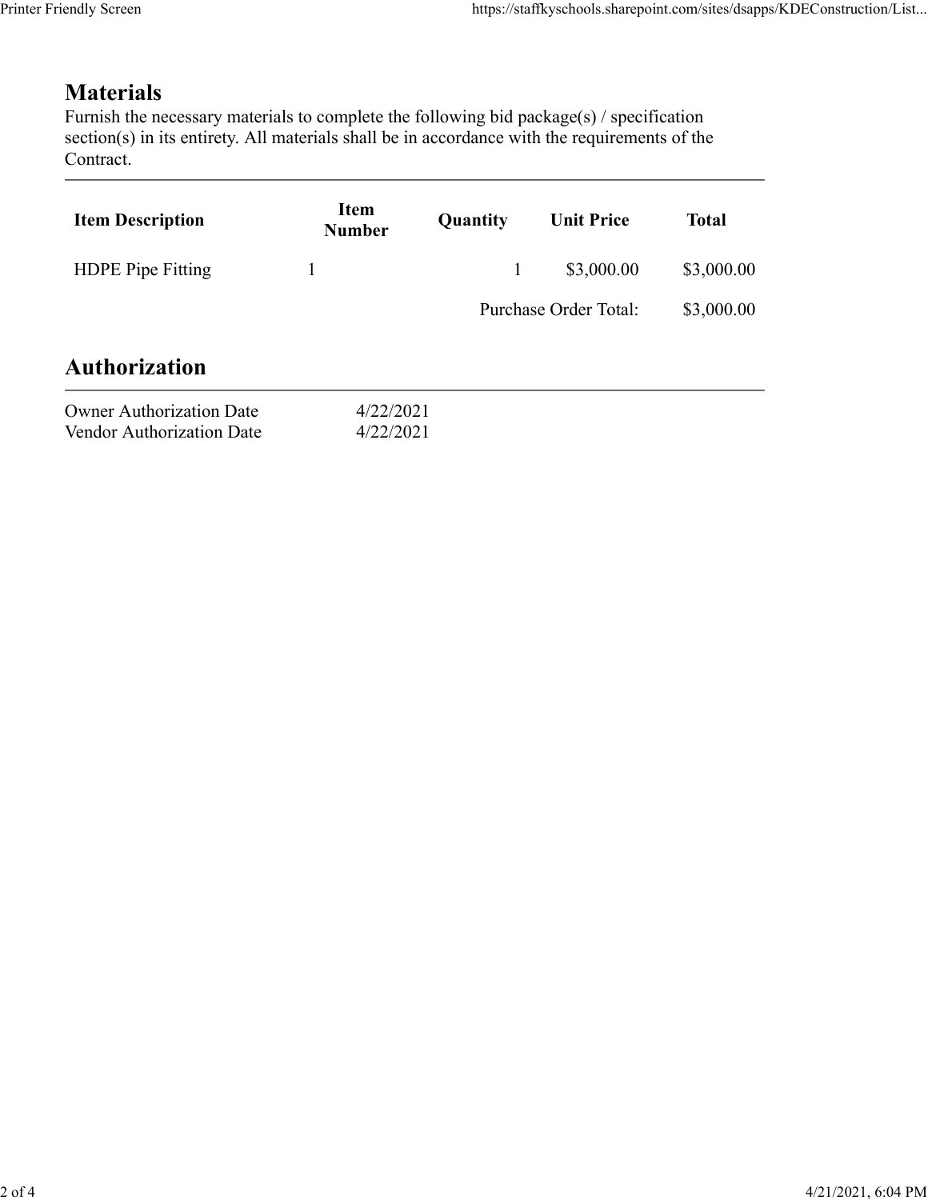## Materials

Furnish the necessary materials to complete the following bid package(s) / specification section(s) in its entirety. All materials shall be in accordance with the requirements of the Contract.

| Item Description | Item Number | Quantity | Unit Price | Total |
|---|---|---|---|---|
| HDPE Pipe Fitting | 1 | 1 | $3,000.00 | $3,000.00 |
| | | | Purchase Order Total: | $3,000.00 |

## Authorization

| | |
|---|---|
| Owner Authorization Date | 4/22/2021 |
| Vendor Authorization Date | 4/22/2021 |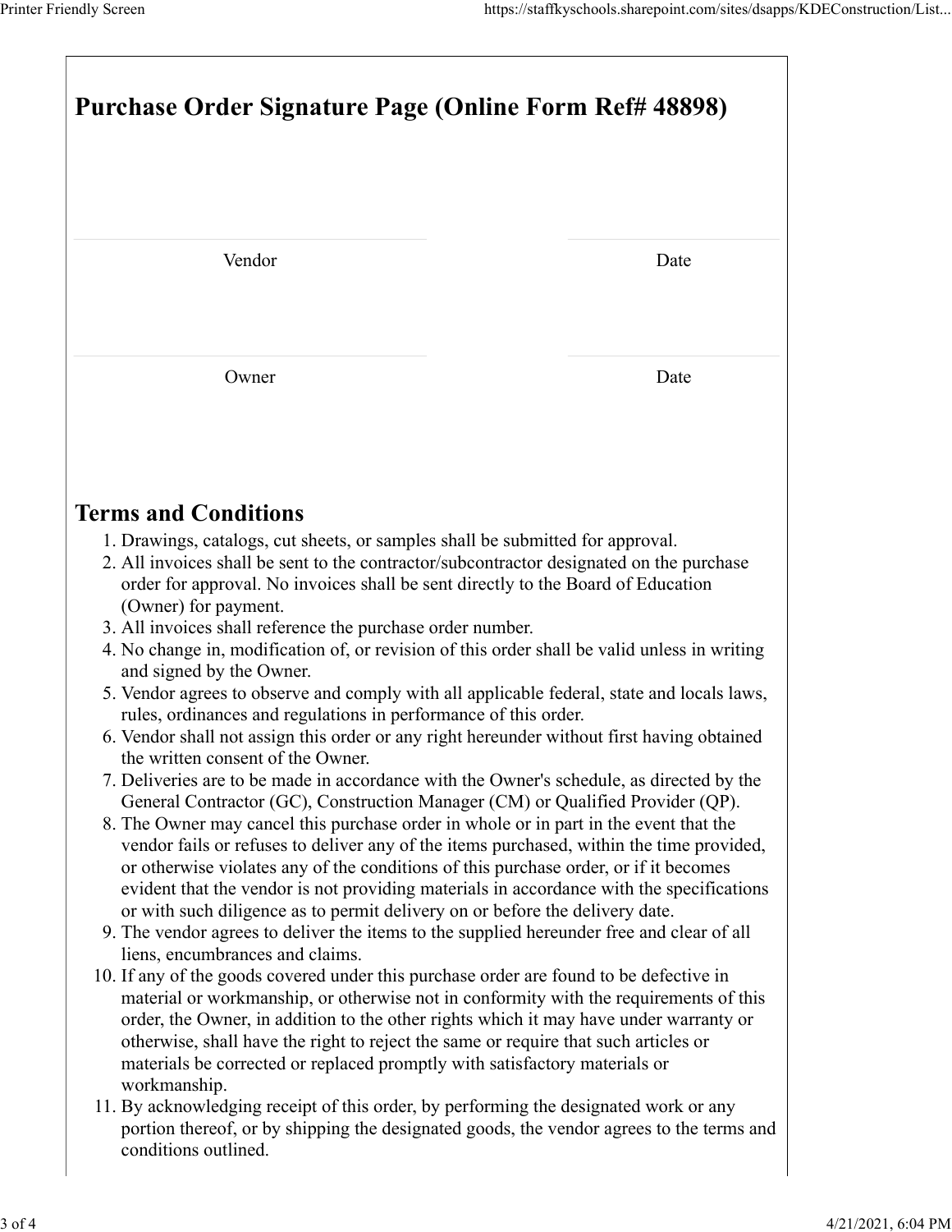# Purchase Order Signature Page (Online Form Ref# 48898)

| Vendor | Date |
|---|---|
| Owner | Date |

## Terms and Conditions

1. Drawings, catalogs, cut sheets, or samples shall be submitted for approval.
2. All invoices shall be sent to the contractor/subcontractor designated on the purchase order for approval. No invoices shall be sent directly to the Board of Education (Owner) for payment.
3. All invoices shall reference the purchase order number.
4. No change in, modification of, or revision of this order shall be valid unless in writing and signed by the Owner.
5. Vendor agrees to observe and comply with all applicable federal, state and locals laws, rules, ordinances and regulations in performance of this order.
6. Vendor shall not assign this order or any right hereunder without first having obtained the written consent of the Owner.
7. Deliveries are to be made in accordance with the Owner's schedule, as directed by the General Contractor (GC), Construction Manager (CM) or Qualified Provider (QP).
8. The Owner may cancel this purchase order in whole or in part in the event that the vendor fails or refuses to deliver any of the items purchased, within the time provided, or otherwise violates any of the conditions of this purchase order, or if it becomes evident that the vendor is not providing materials in accordance with the specifications or with such diligence as to permit delivery on or before the delivery date.
9. The vendor agrees to deliver the items to the supplied hereunder free and clear of all liens, encumbrances and claims.
10. If any of the goods covered under this purchase order are found to be defective in material or workmanship, or otherwise not in conformity with the requirements of this order, the Owner, in addition to the other rights which it may have under warranty or otherwise, shall have the right to reject the same or require that such articles or materials be corrected or replaced promptly with satisfactory materials or workmanship.
11. By acknowledging receipt of this order, by performing the designated work or any portion thereof, or by shipping the designated goods, the vendor agrees to the terms and conditions outlined.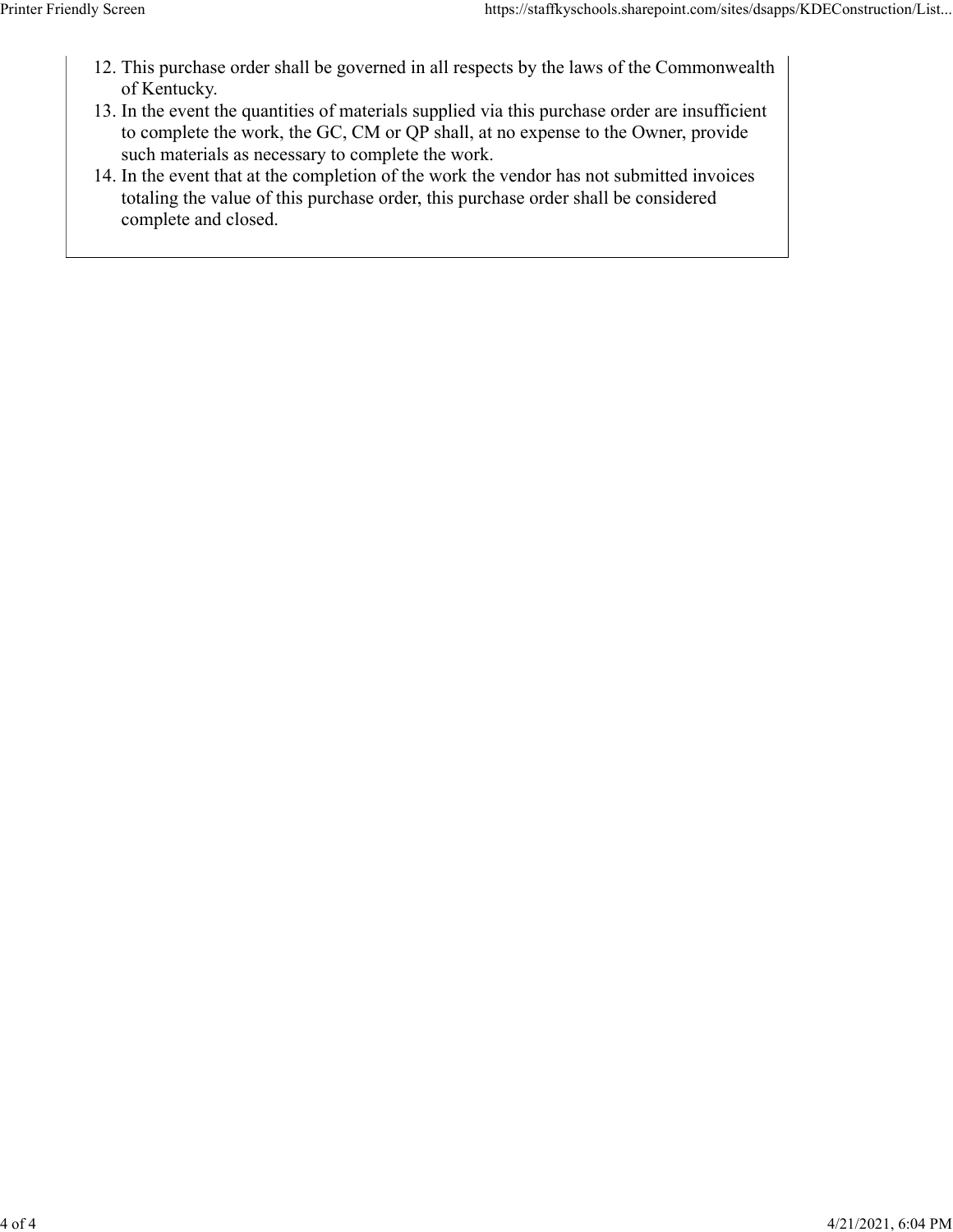12. This purchase order shall be governed in all respects by the laws of the Commonwealth of Kentucky.
13. In the event the quantities of materials supplied via this purchase order are insufficient to complete the work, the GC, CM or QP shall, at no expense to the Owner, provide such materials as necessary to complete the work.
14. In the event that at the completion of the work the vendor has not submitted invoices totaling the value of this purchase order, this purchase order shall be considered complete and closed.